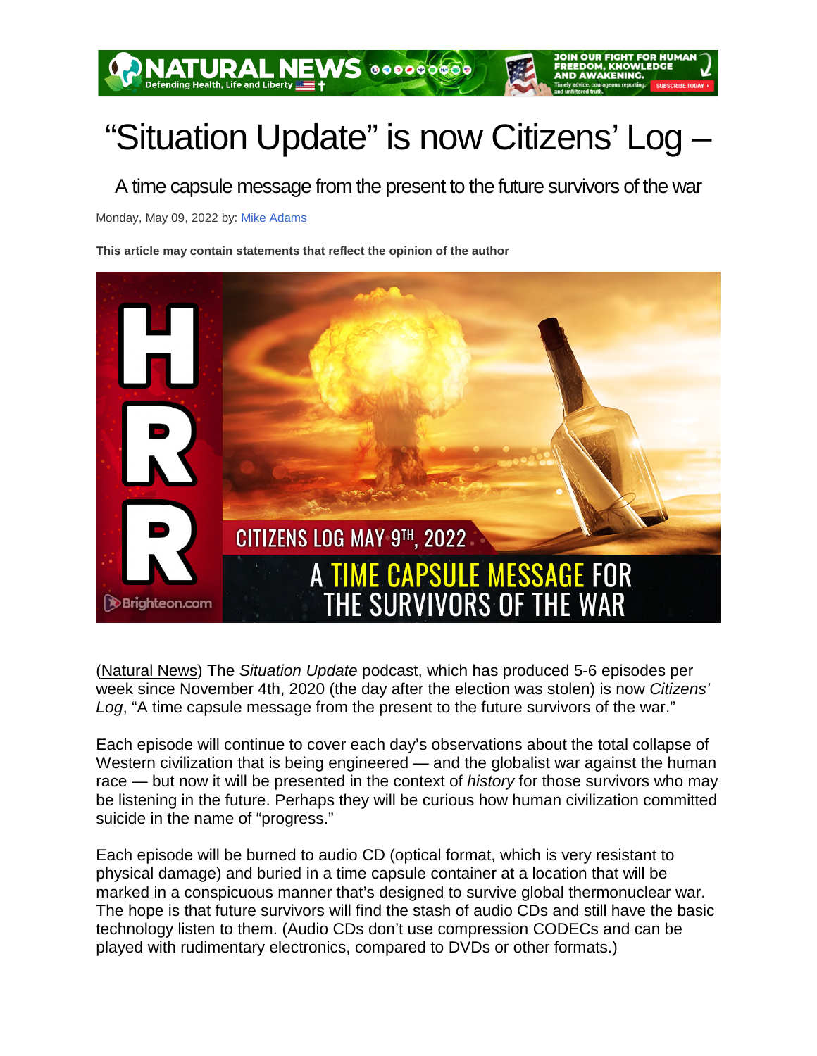# "Situation Update" is now Citizens' Log –

## A time capsule message from the present to the future survivors of the war

Monday, May 09, 2022 by: Mike Adams

**This article may contain statements that reflect the opinion of the author**

(Natural News) The *Situation Update* podcast, which has produced 5-6 episodes per week since November 4th, 2020 (the day after the election was stolen) is now *Citizens' Log*, "A time capsule message from the present to the future survivors of the war."

Each episode will continue to cover each day's observations about the total collapse of Western civilization that is being engineered — and the globalist war against the human race — but now it will be presented in the context of *history* for those survivors who may be listening in the future. Perhaps they will be curious how human civilization committed suicide in the name of "progress."

Each episode will be burned to audio CD (optical format, which is very resistant to physical damage) and buried in a time capsule container at a location that will be marked in a conspicuous manner that's designed to survive global thermonuclear war. The hope is that future survivors will find the stash of audio CDs and still have the basic technology listen to them. (Audio CDs don't use compression CODECs and can be played with rudimentary electronics, compared to DVDs or other formats.)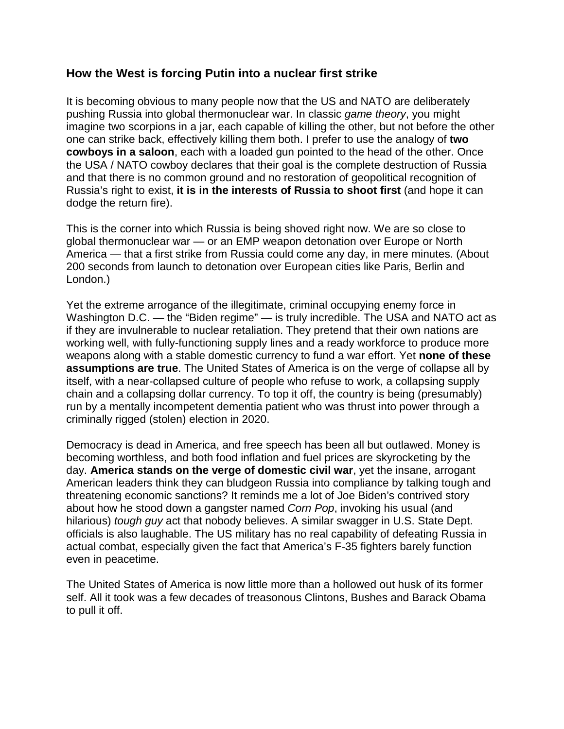### How the West is forcing Putin into a nuclear first strike

It is becoming obvious to many people now that the US and NATO are deliberately pushing Russia into global thermonuclear war. In classic *game theory*, you might imagine two scorpions in a jar, each capable of killing the other, but not before the other one can strike back, effectively killing them both. I prefer to use the analogy of **two cowboys in a saloon**, each with a loaded gun pointed to the head of the other. Once the USA / NATO cowboy declares that their goal is the complete destruction of Russia and that there is no common ground and no restoration of geopolitical recognition of Russia's right to exist, **it is in the interests of Russia to shoot first** (and hope it can dodge the return fire).

This is the corner into which Russia is being shoved right now. We are so close to global thermonuclear war — or an EMP weapon detonation over Europe or North America — that a first strike from Russia could come any day, in mere minutes. (About 200 seconds from launch to detonation over European cities like Paris, Berlin and London.)

Yet the extreme arrogance of the illegitimate, criminal occupying enemy force in Washington D.C. — the "Biden regime" — is truly incredible. The USA and NATO act as if they are invulnerable to nuclear retaliation. They pretend that their own nations are working well, with fully-functioning supply lines and a ready workforce to produce more weapons along with a stable domestic currency to fund a war effort. Yet **none of these assumptions are true**. The United States of America is on the verge of collapse all by itself, with a near-collapsed culture of people who refuse to work, a collapsing supply chain and a collapsing dollar currency. To top it off, the country is being (presumably) run by a mentally incompetent dementia patient who was thrust into power through a criminally rigged (stolen) election in 2020.

Democracy is dead in America, and free speech has been all but outlawed. Money is becoming worthless, and both food inflation and fuel prices are skyrocketing by the day. **America stands on the verge of domestic civil war**, yet the insane, arrogant American leaders think they can bludgeon Russia into compliance by talking tough and threatening economic sanctions? It reminds me a lot of Joe Biden's contrived story about how he stood down a gangster named *Corn Pop*, invoking his usual (and hilarious) *tough guy* act that nobody believes. A similar swagger in U.S. State Dept. officials is also laughable. The US military has no real capability of defeating Russia in actual combat, especially given the fact that America's F-35 fighters barely function even in peacetime.

The United States of America is now little more than a hollowed out husk of its former self. All it took was a few decades of treasonous Clintons, Bushes and Barack Obama to pull it off.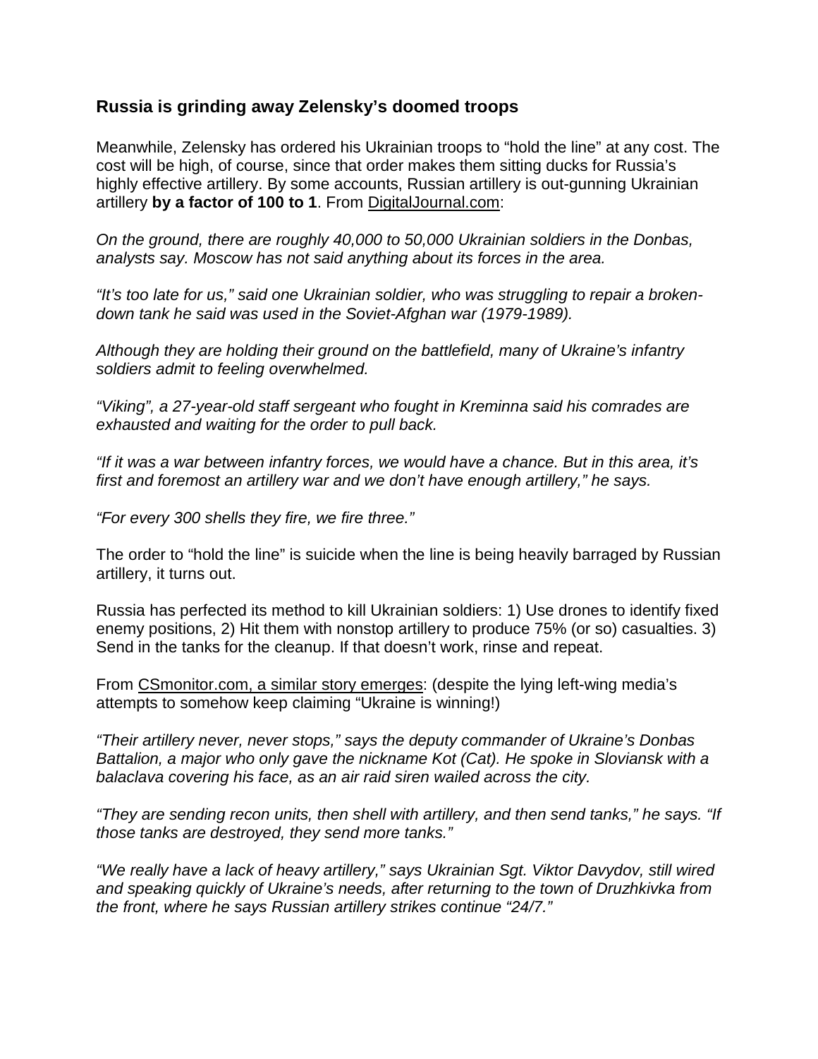### Russia is grinding away Zelensky's doomed troops

Meanwhile, Zelensky has ordered his Ukrainian troops to "hold the line" at any cost. The cost will be high, of course, since that order makes them sitting ducks for Russia's highly effective artillery. By some accounts, Russian artillery is out-gunning Ukrainian artillery **by a factor of 100 to 1**. From DigitalJournal.com:

*On the ground, there are roughly 40,000 to 50,000 Ukrainian soldiers in the Donbas, analysts say. Moscow has not said anything about its forces in the area.*

*"It's too late for us," said one Ukrainian soldier, who was struggling to repair a broken-down tank he said was used in the Soviet-Afghan war (1979-1989).*

*Although they are holding their ground on the battlefield, many of Ukraine's infantry soldiers admit to feeling overwhelmed.*

*"Viking", a 27-year-old staff sergeant who fought in Kreminna said his comrades are exhausted and waiting for the order to pull back.*

*"If it was a war between infantry forces, we would have a chance. But in this area, it's first and foremost an artillery war and we don't have enough artillery," he says.*

*"For every 300 shells they fire, we fire three."*

The order to "hold the line" is suicide when the line is being heavily barraged by Russian artillery, it turns out.

Russia has perfected its method to kill Ukrainian soldiers: 1) Use drones to identify fixed enemy positions, 2) Hit them with nonstop artillery to produce 75% (or so) casualties. 3) Send in the tanks for the cleanup. If that doesn't work, rinse and repeat.

From CSmonitor.com, a similar story emerges: (despite the lying left-wing media's attempts to somehow keep claiming "Ukraine is winning!)

*"Their artillery never, never stops," says the deputy commander of Ukraine's Donbas Battalion, a major who only gave the nickname Kot (Cat). He spoke in Sloviansk with a balaclava covering his face, as an air raid siren wailed across the city.*

*"They are sending recon units, then shell with artillery, and then send tanks," he says. "If those tanks are destroyed, they send more tanks."*

*"We really have a lack of heavy artillery," says Ukrainian Sgt. Viktor Davydov, still wired and speaking quickly of Ukraine's needs, after returning to the town of Druzhkivka from the front, where he says Russian artillery strikes continue "24/7."*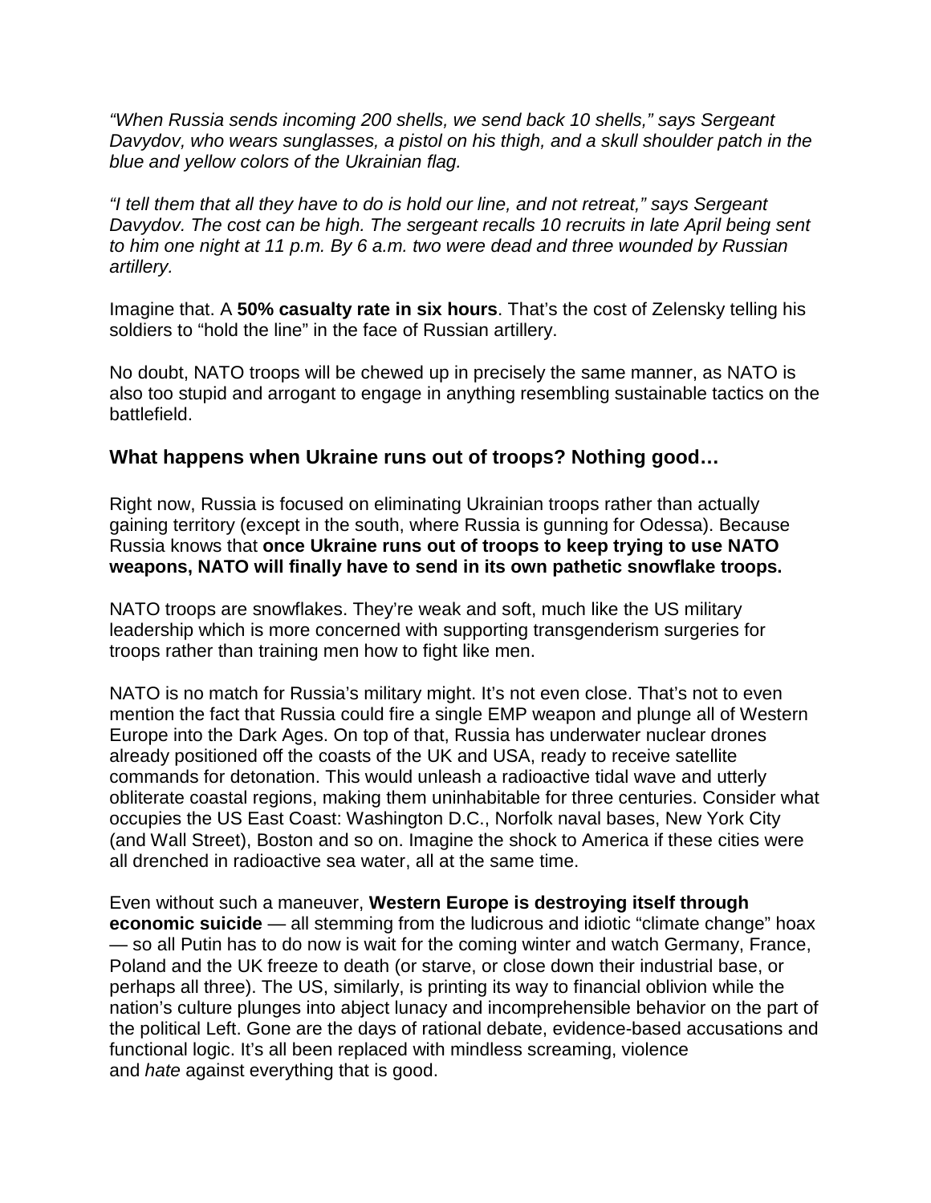*"When Russia sends incoming 200 shells, we send back 10 shells," says Sergeant Davydov, who wears sunglasses, a pistol on his thigh, and a skull shoulder patch in the blue and yellow colors of the Ukrainian flag.*

*"I tell them that all they have to do is hold our line, and not retreat," says Sergeant Davydov. The cost can be high. The sergeant recalls 10 recruits in late April being sent to him one night at 11 p.m. By 6 a.m. two were dead and three wounded by Russian artillery.*

Imagine that. A **50% casualty rate in six hours**. That's the cost of Zelensky telling his soldiers to "hold the line" in the face of Russian artillery.

No doubt, NATO troops will be chewed up in precisely the same manner, as NATO is also too stupid and arrogant to engage in anything resembling sustainable tactics on the battlefield.

### What happens when Ukraine runs out of troops? Nothing good…

Right now, Russia is focused on eliminating Ukrainian troops rather than actually gaining territory (except in the south, where Russia is gunning for Odessa). Because Russia knows that **once Ukraine runs out of troops to keep trying to use NATO weapons, NATO will finally have to send in its own pathetic snowflake troops.**

NATO troops are snowflakes. They're weak and soft, much like the US military leadership which is more concerned with supporting transgenderism surgeries for troops rather than training men how to fight like men.

NATO is no match for Russia's military might. It's not even close. That's not to even mention the fact that Russia could fire a single EMP weapon and plunge all of Western Europe into the Dark Ages. On top of that, Russia has underwater nuclear drones already positioned off the coasts of the UK and USA, ready to receive satellite commands for detonation. This would unleash a radioactive tidal wave and utterly obliterate coastal regions, making them uninhabitable for three centuries. Consider what occupies the US East Coast: Washington D.C., Norfolk naval bases, New York City (and Wall Street), Boston and so on. Imagine the shock to America if these cities were all drenched in radioactive sea water, all at the same time.

Even without such a maneuver, **Western Europe is destroying itself through economic suicide** — all stemming from the ludicrous and idiotic "climate change" hoax — so all Putin has to do now is wait for the coming winter and watch Germany, France, Poland and the UK freeze to death (or starve, or close down their industrial base, or perhaps all three). The US, similarly, is printing its way to financial oblivion while the nation's culture plunges into abject lunacy and incomprehensible behavior on the part of the political Left. Gone are the days of rational debate, evidence-based accusations and functional logic. It's all been replaced with mindless screaming, violence and *hate* against everything that is good.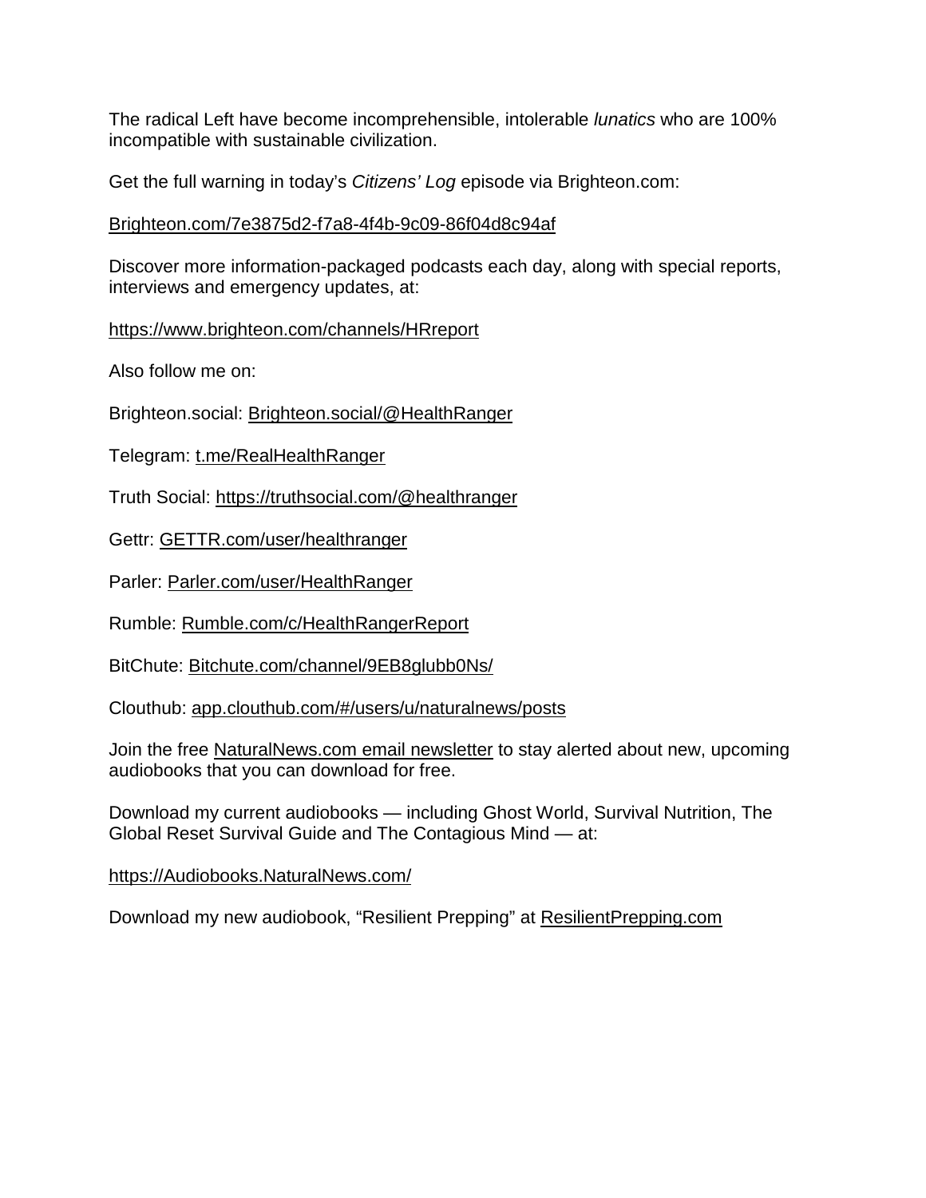The radical Left have become incomprehensible, intolerable *lunatics* who are 100% incompatible with sustainable civilization.

Get the full warning in today's *Citizens' Log* episode via Brighteon.com:

Brighteon.com/7e3875d2-f7a8-4f4b-9c09-86f04d8c94af

Discover more information-packaged podcasts each day, along with special reports, interviews and emergency updates, at:

https://www.brighteon.com/channels/HRreport

Also follow me on:

Brighteon.social: Brighteon.social/@HealthRanger

Telegram: t.me/RealHealthRanger

Truth Social: https://truthsocial.com/@healthranger

Gettr: GETTR.com/user/healthranger

Parler: Parler.com/user/HealthRanger

Rumble: Rumble.com/c/HealthRangerReport

BitChute: Bitchute.com/channel/9EB8glubb0Ns/

Clouthub: app.clouthub.com/#/users/u/naturalnews/posts

Join the free NaturalNews.com email newsletter to stay alerted about new, upcoming audiobooks that you can download for free.

Download my current audiobooks — including Ghost World, Survival Nutrition, The Global Reset Survival Guide and The Contagious Mind — at:

https://Audiobooks.NaturalNews.com/

Download my new audiobook, "Resilient Prepping" at ResilientPrepping.com